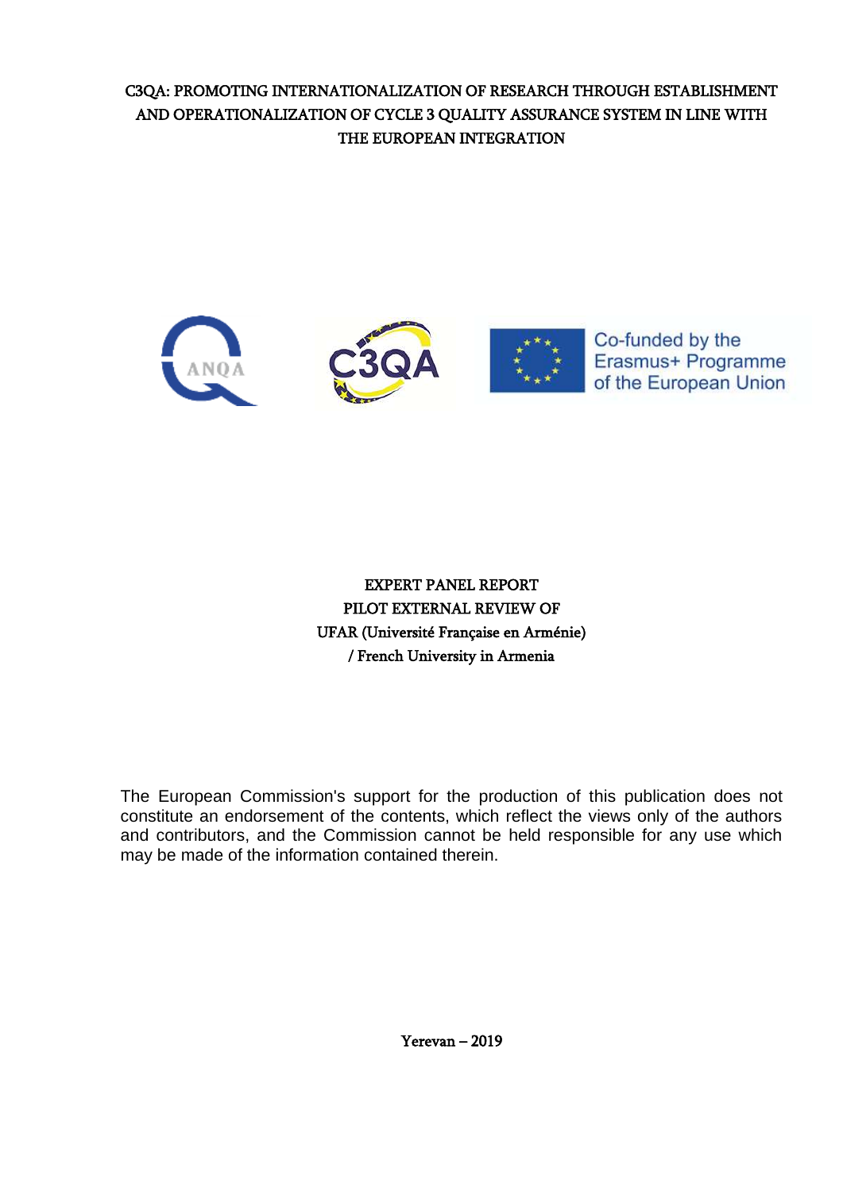C3QA: PROMOTING INTERNATIONALIZATION OF RESEARCH THROUGH ESTABLISHMENT AND OPERATIONALIZATION OF CYCLE 3 QUALITY ASSURANCE SYSTEM IN LINE WITH THE EUROPEAN INTEGRATION

ANQA

C3QA

Co-funded by the Erasmus+ Programme of the European Union

# EXPERT PANEL REPORT
# PILOT EXTERNAL REVIEW OF
# UFAR (Université Française en Arménie)
# / French University in Armenia

The European Commission's support for the production of this publication does not constitute an endorsement of the contents, which reflect the views only of the authors and contributors, and the Commission cannot be held responsible for any use which may be made of the information contained therein.

Yerevan – 2019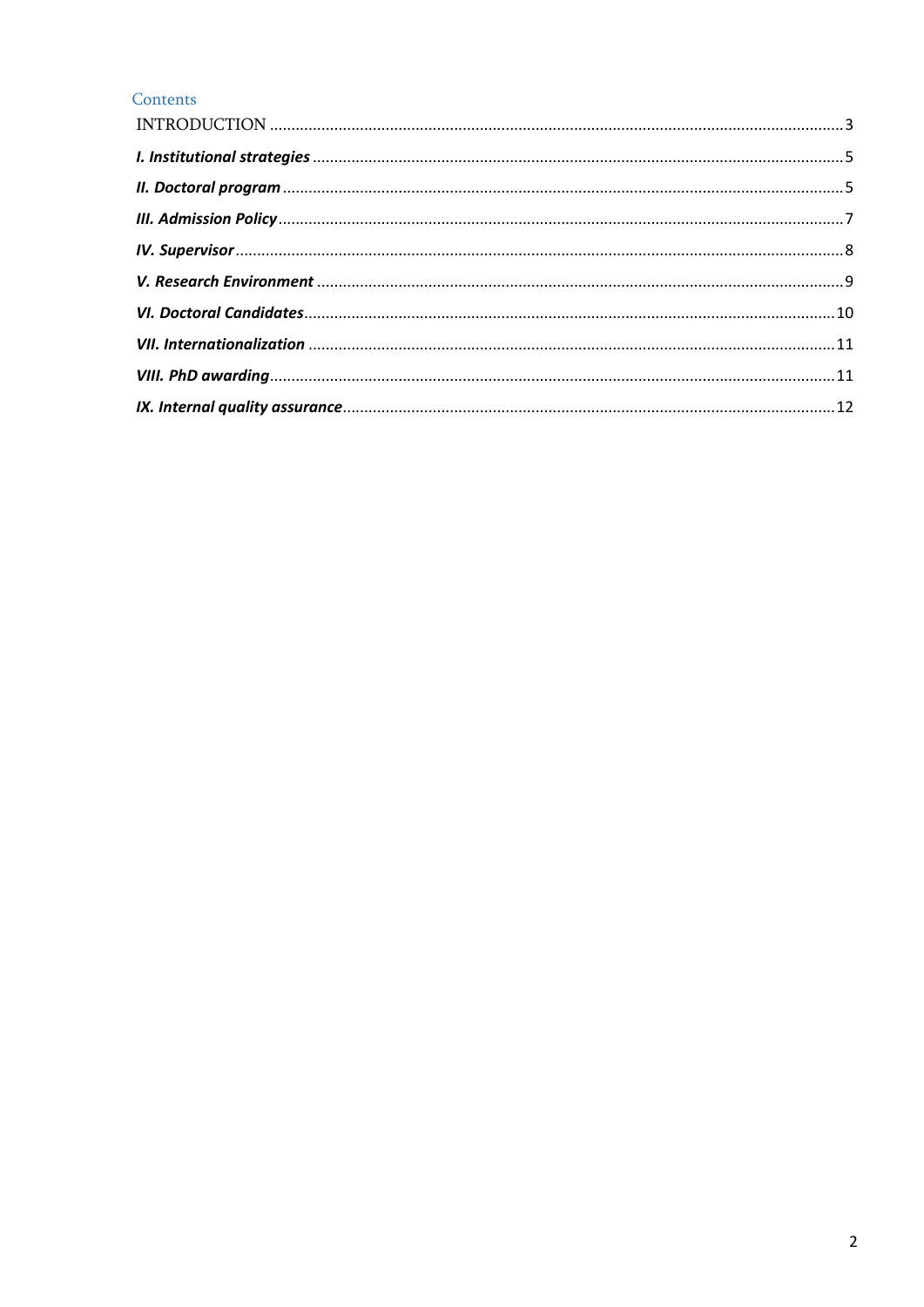## Contents

INTRODUCTION .......... 3

***I. Institutional strategies*** .......... 5

***II. Doctoral program*** .......... 5

***III. Admission Policy*** .......... 7

***IV. Supervisor*** .......... 8

***V. Research Environment*** .......... 9

***VI. Doctoral Candidates*** .......... 10

***VII. Internationalization*** .......... 11

***VIII. PhD awarding*** .......... 11

***IX. Internal quality assurance*** .......... 12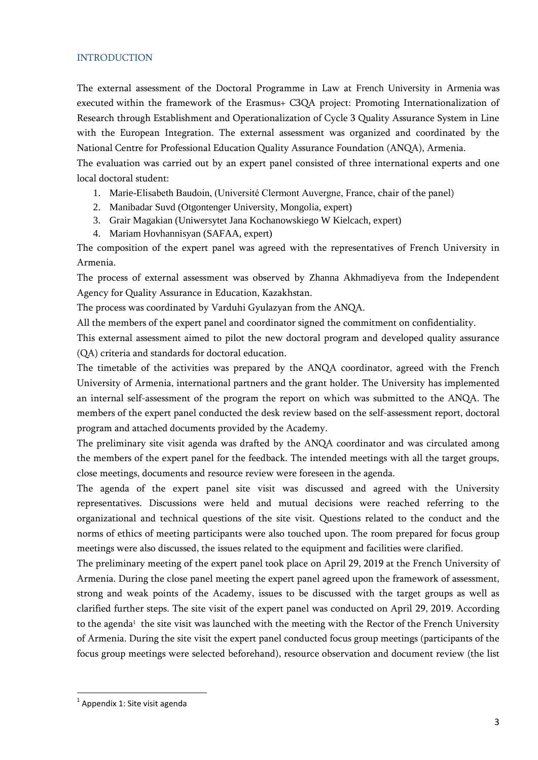## INTRODUCTION

The external assessment of the Doctoral Programme in Law at French University in Armenia was executed within the framework of the Erasmus+ C3QA project: Promoting Internationalization of Research through Establishment and Operationalization of Cycle 3 Quality Assurance System in Line with the European Integration. The external assessment was organized and coordinated by the National Centre for Professional Education Quality Assurance Foundation (ANQA), Armenia.

The evaluation was carried out by an expert panel consisted of three international experts and one local doctoral student:

1. Marie-Elisabeth Baudoin, (Université Clermont Auvergne, France, chair of the panel)
2. Manibadar Suvd (Otgontenger University, Mongolia, expert)
3. Grair Magakian (Uniwersytet Jana Kochanowskiego W Kielcach, expert)
4. Mariam Hovhannisyan (SAFAA, expert)

The composition of the expert panel was agreed with the representatives of French University in Armenia.

The process of external assessment was observed by Zhanna Akhmadiyeva from the Independent Agency for Quality Assurance in Education, Kazakhstan.

The process was coordinated by Varduhi Gyulazyan from the ANQA.

All the members of the expert panel and coordinator signed the commitment on confidentiality.

This external assessment aimed to pilot the new doctoral program and developed quality assurance (QA) criteria and standards for doctoral education.

The timetable of the activities was prepared by the ANQA coordinator, agreed with the French University of Armenia, international partners and the grant holder. The University has implemented an internal self-assessment of the program the report on which was submitted to the ANQA. The members of the expert panel conducted the desk review based on the self-assessment report, doctoral program and attached documents provided by the Academy.

The preliminary site visit agenda was drafted by the ANQA coordinator and was circulated among the members of the expert panel for the feedback. The intended meetings with all the target groups, close meetings, documents and resource review were foreseen in the agenda.

The agenda of the expert panel site visit was discussed and agreed with the University representatives. Discussions were held and mutual decisions were reached referring to the organizational and technical questions of the site visit. Questions related to the conduct and the norms of ethics of meeting participants were also touched upon. The room prepared for focus group meetings were also discussed, the issues related to the equipment and facilities were clarified.

The preliminary meeting of the expert panel took place on April 29, 2019 at the French University of Armenia. During the close panel meeting the expert panel agreed upon the framework of assessment, strong and weak points of the Academy, issues to be discussed with the target groups as well as clarified further steps. The site visit of the expert panel was conducted on April 29, 2019. According to the agenda[1] the site visit was launched with the meeting with the Rector of the French University of Armenia. During the site visit the expert panel conducted focus group meetings (participants of the focus group meetings were selected beforehand), resource observation and document review (the list

[1] Appendix 1: Site visit agenda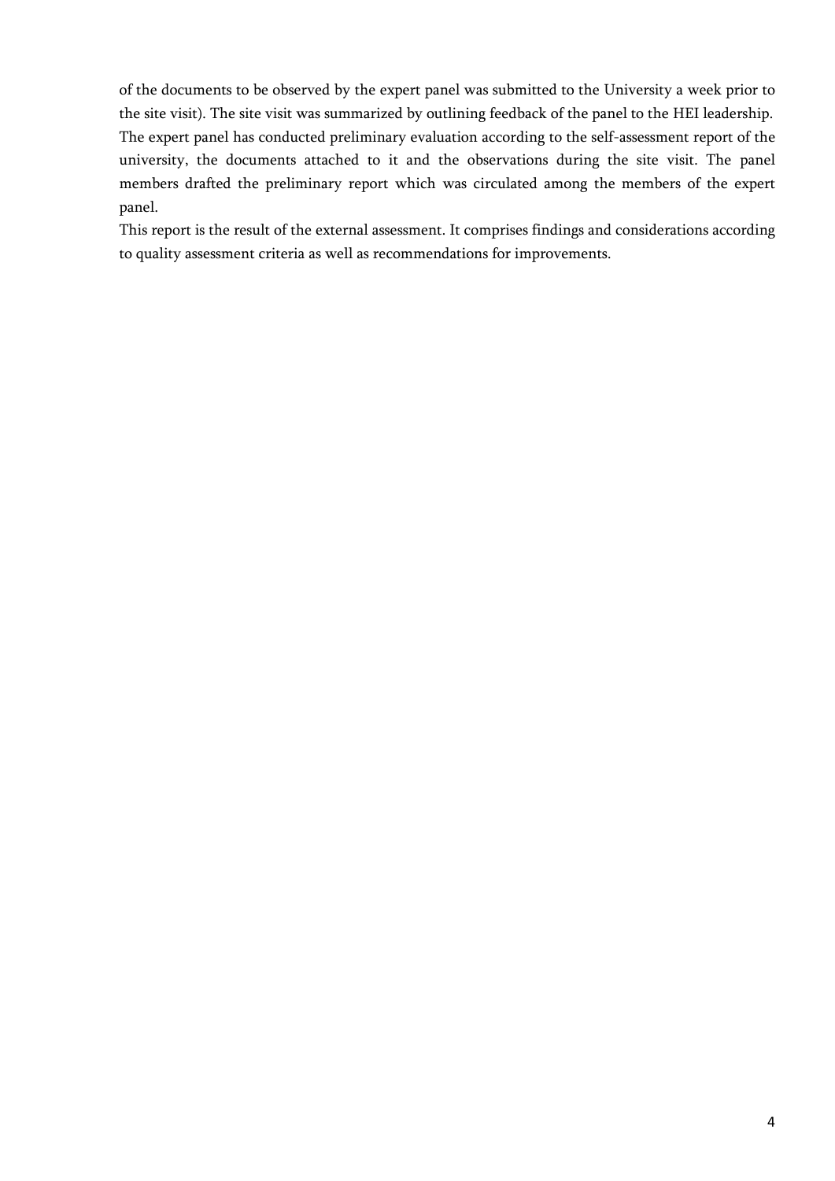of the documents to be observed by the expert panel was submitted to the University a week prior to the site visit). The site visit was summarized by outlining feedback of the panel to the HEI leadership.

The expert panel has conducted preliminary evaluation according to the self-assessment report of the university, the documents attached to it and the observations during the site visit. The panel members drafted the preliminary report which was circulated among the members of the expert panel.

This report is the result of the external assessment. It comprises findings and considerations according to quality assessment criteria as well as recommendations for improvements.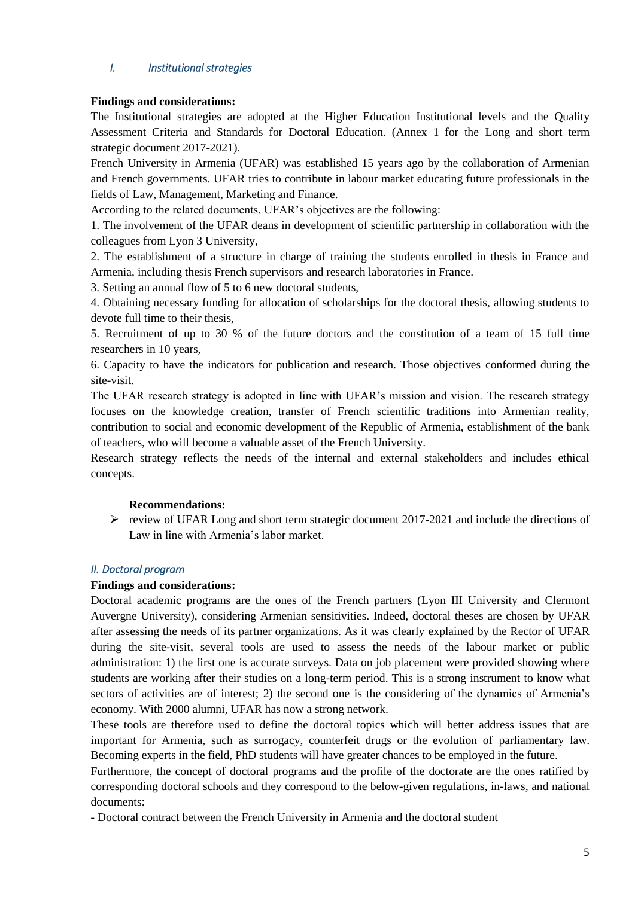### *I. Institutional strategies*

**Findings and considerations:**

The Institutional strategies are adopted at the Higher Education Institutional levels and the Quality Assessment Criteria and Standards for Doctoral Education. (Annex 1 for the Long and short term strategic document 2017-2021).

French University in Armenia (UFAR) was established 15 years ago by the collaboration of Armenian and French governments. UFAR tries to contribute in labour market educating future professionals in the fields of Law, Management, Marketing and Finance.

According to the related documents, UFAR's objectives are the following:

1. The involvement of the UFAR deans in development of scientific partnership in collaboration with the colleagues from Lyon 3 University,
2. The establishment of a structure in charge of training the students enrolled in thesis in France and Armenia, including thesis French supervisors and research laboratories in France.
3. Setting an annual flow of 5 to 6 new doctoral students,
4. Obtaining necessary funding for allocation of scholarships for the doctoral thesis, allowing students to devote full time to their thesis,
5. Recruitment of up to 30 % of the future doctors and the constitution of a team of 15 full time researchers in 10 years,
6. Capacity to have the indicators for publication and research. Those objectives conformed during the site-visit.

The UFAR research strategy is adopted in line with UFAR's mission and vision. The research strategy focuses on the knowledge creation, transfer of French scientific traditions into Armenian reality, contribution to social and economic development of the Republic of Armenia, establishment of the bank of teachers, who will become a valuable asset of the French University.

Research strategy reflects the needs of the internal and external stakeholders and includes ethical concepts.

**Recommendations:**

- review of UFAR Long and short term strategic document 2017-2021 and include the directions of Law in line with Armenia's labor market.

### *II. Doctoral program*

**Findings and considerations:**

Doctoral academic programs are the ones of the French partners (Lyon III University and Clermont Auvergne University), considering Armenian sensitivities. Indeed, doctoral theses are chosen by UFAR after assessing the needs of its partner organizations. As it was clearly explained by the Rector of UFAR during the site-visit, several tools are used to assess the needs of the labour market or public administration: 1) the first one is accurate surveys. Data on job placement were provided showing where students are working after their studies on a long-term period. This is a strong instrument to know what sectors of activities are of interest; 2) the second one is the considering of the dynamics of Armenia's economy. With 2000 alumni, UFAR has now a strong network.

These tools are therefore used to define the doctoral topics which will better address issues that are important for Armenia, such as surrogacy, counterfeit drugs or the evolution of parliamentary law. Becoming experts in the field, PhD students will have greater chances to be employed in the future.

Furthermore, the concept of doctoral programs and the profile of the doctorate are the ones ratified by corresponding doctoral schools and they correspond to the below-given regulations, in-laws, and national documents:

- Doctoral contract between the French University in Armenia and the doctoral student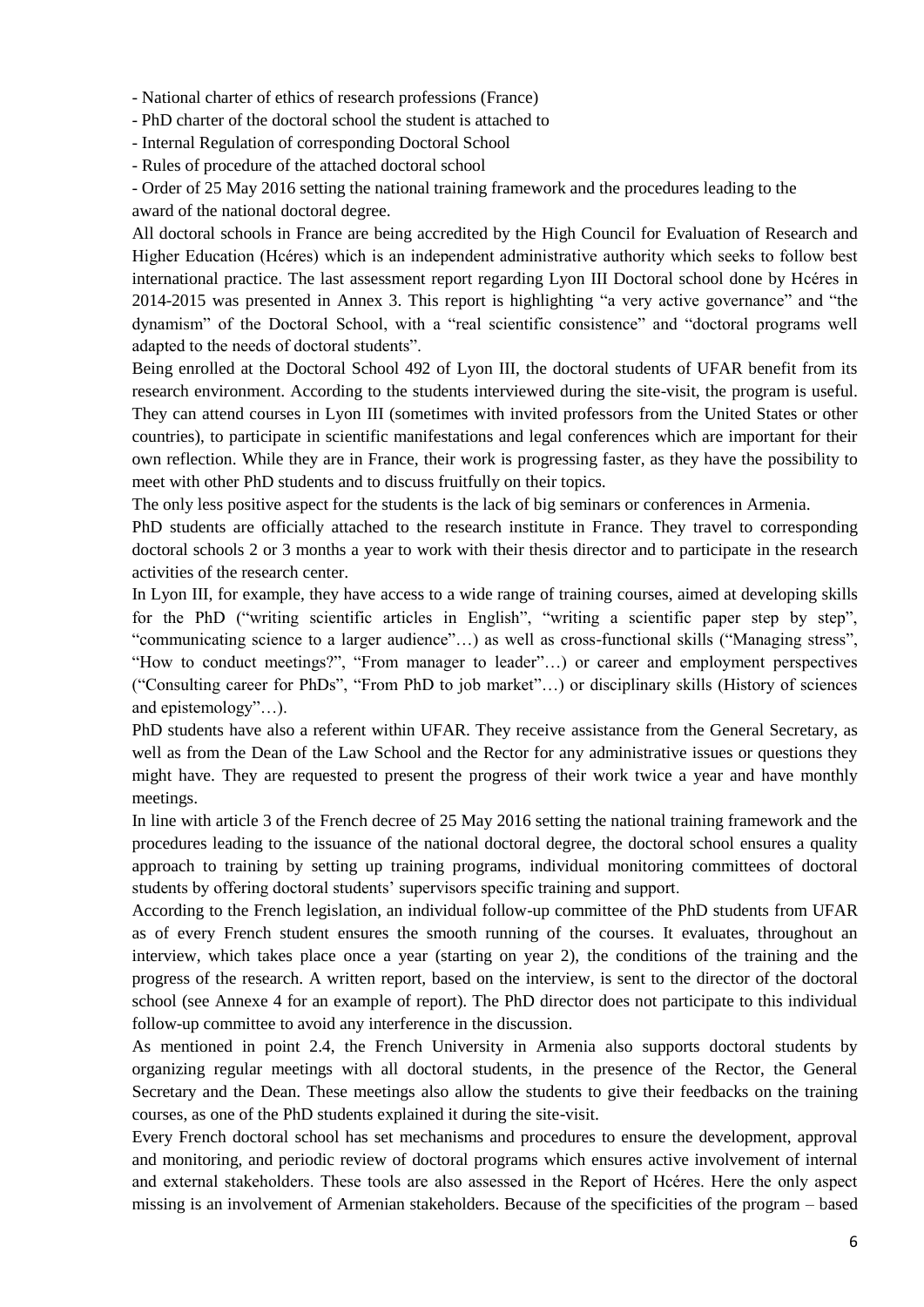- National charter of ethics of research professions (France)
- PhD charter of the doctoral school the student is attached to
- Internal Regulation of corresponding Doctoral School
- Rules of procedure of the attached doctoral school
- Order of 25 May 2016 setting the national training framework and the procedures leading to the award of the national doctoral degree.

All doctoral schools in France are being accredited by the High Council for Evaluation of Research and Higher Education (Hcéres) which is an independent administrative authority which seeks to follow best international practice. The last assessment report regarding Lyon III Doctoral school done by Hcéres in 2014-2015 was presented in Annex 3. This report is highlighting "a very active governance" and "the dynamism" of the Doctoral School, with a "real scientific consistence" and "doctoral programs well adapted to the needs of doctoral students".

Being enrolled at the Doctoral School 492 of Lyon III, the doctoral students of UFAR benefit from its research environment. According to the students interviewed during the site-visit, the program is useful. They can attend courses in Lyon III (sometimes with invited professors from the United States or other countries), to participate in scientific manifestations and legal conferences which are important for their own reflection. While they are in France, their work is progressing faster, as they have the possibility to meet with other PhD students and to discuss fruitfully on their topics.

The only less positive aspect for the students is the lack of big seminars or conferences in Armenia.

PhD students are officially attached to the research institute in France. They travel to corresponding doctoral schools 2 or 3 months a year to work with their thesis director and to participate in the research activities of the research center.

In Lyon III, for example, they have access to a wide range of training courses, aimed at developing skills for the PhD ("writing scientific articles in English", "writing a scientific paper step by step", "communicating science to a larger audience"…) as well as cross-functional skills ("Managing stress", "How to conduct meetings?", "From manager to leader"…) or career and employment perspectives ("Consulting career for PhDs", "From PhD to job market"…) or disciplinary skills (History of sciences and epistemology"…).

PhD students have also a referent within UFAR. They receive assistance from the General Secretary, as well as from the Dean of the Law School and the Rector for any administrative issues or questions they might have. They are requested to present the progress of their work twice a year and have monthly meetings.

In line with article 3 of the French decree of 25 May 2016 setting the national training framework and the procedures leading to the issuance of the national doctoral degree, the doctoral school ensures a quality approach to training by setting up training programs, individual monitoring committees of doctoral students by offering doctoral students' supervisors specific training and support.

According to the French legislation, an individual follow-up committee of the PhD students from UFAR as of every French student ensures the smooth running of the courses. It evaluates, throughout an interview, which takes place once a year (starting on year 2), the conditions of the training and the progress of the research. A written report, based on the interview, is sent to the director of the doctoral school (see Annexe 4 for an example of report). The PhD director does not participate to this individual follow-up committee to avoid any interference in the discussion.

As mentioned in point 2.4, the French University in Armenia also supports doctoral students by organizing regular meetings with all doctoral students, in the presence of the Rector, the General Secretary and the Dean. These meetings also allow the students to give their feedbacks on the training courses, as one of the PhD students explained it during the site-visit.

Every French doctoral school has set mechanisms and procedures to ensure the development, approval and monitoring, and periodic review of doctoral programs which ensures active involvement of internal and external stakeholders. These tools are also assessed in the Report of Hcéres. Here the only aspect missing is an involvement of Armenian stakeholders. Because of the specificities of the program – based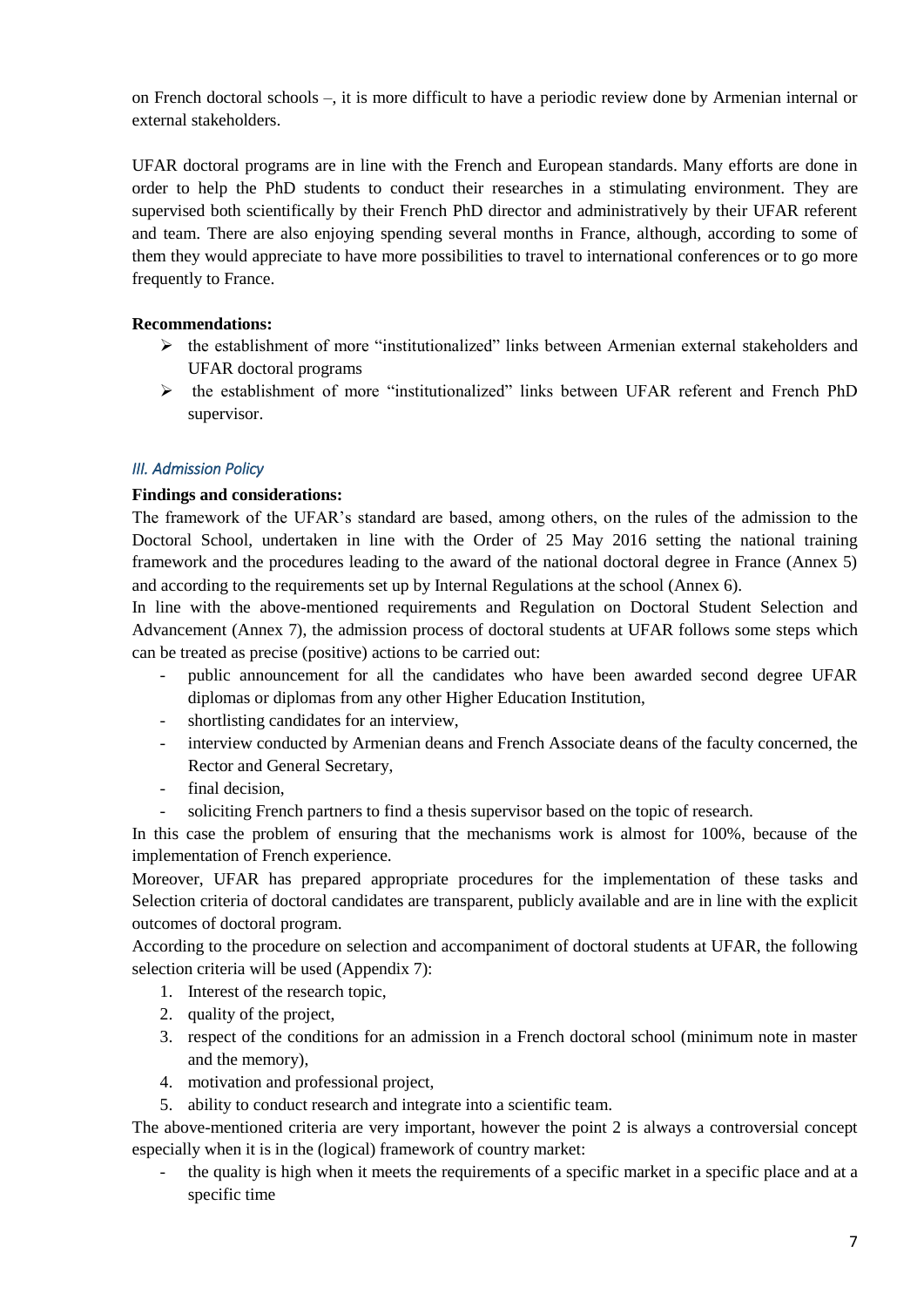on French doctoral schools –, it is more difficult to have a periodic review done by Armenian internal or external stakeholders.

UFAR doctoral programs are in line with the French and European standards. Many efforts are done in order to help the PhD students to conduct their researches in a stimulating environment. They are supervised both scientifically by their French PhD director and administratively by their UFAR referent and team. There are also enjoying spending several months in France, although, according to some of them they would appreciate to have more possibilities to travel to international conferences or to go more frequently to France.

**Recommendations:**

- the establishment of more "institutionalized" links between Armenian external stakeholders and UFAR doctoral programs
- the establishment of more "institutionalized" links between UFAR referent and French PhD supervisor.

### *III. Admission Policy*

**Findings and considerations:**

The framework of the UFAR's standard are based, among others, on the rules of the admission to the Doctoral School, undertaken in line with the Order of 25 May 2016 setting the national training framework and the procedures leading to the award of the national doctoral degree in France (Annex 5) and according to the requirements set up by Internal Regulations at the school (Annex 6).

In line with the above-mentioned requirements and Regulation on Doctoral Student Selection and Advancement (Annex 7), the admission process of doctoral students at UFAR follows some steps which can be treated as precise (positive) actions to be carried out:

- public announcement for all the candidates who have been awarded second degree UFAR diplomas or diplomas from any other Higher Education Institution,
- shortlisting candidates for an interview,
- interview conducted by Armenian deans and French Associate deans of the faculty concerned, the Rector and General Secretary,
- final decision,
- soliciting French partners to find a thesis supervisor based on the topic of research.

In this case the problem of ensuring that the mechanisms work is almost for 100%, because of the implementation of French experience.

Moreover, UFAR has prepared appropriate procedures for the implementation of these tasks and Selection criteria of doctoral candidates are transparent, publicly available and are in line with the explicit outcomes of doctoral program.

According to the procedure on selection and accompaniment of doctoral students at UFAR, the following selection criteria will be used (Appendix 7):

1. Interest of the research topic,
2. quality of the project,
3. respect of the conditions for an admission in a French doctoral school (minimum note in master and the memory),
4. motivation and professional project,
5. ability to conduct research and integrate into a scientific team.

The above-mentioned criteria are very important, however the point 2 is always a controversial concept especially when it is in the (logical) framework of country market:

- the quality is high when it meets the requirements of a specific market in a specific place and at a specific time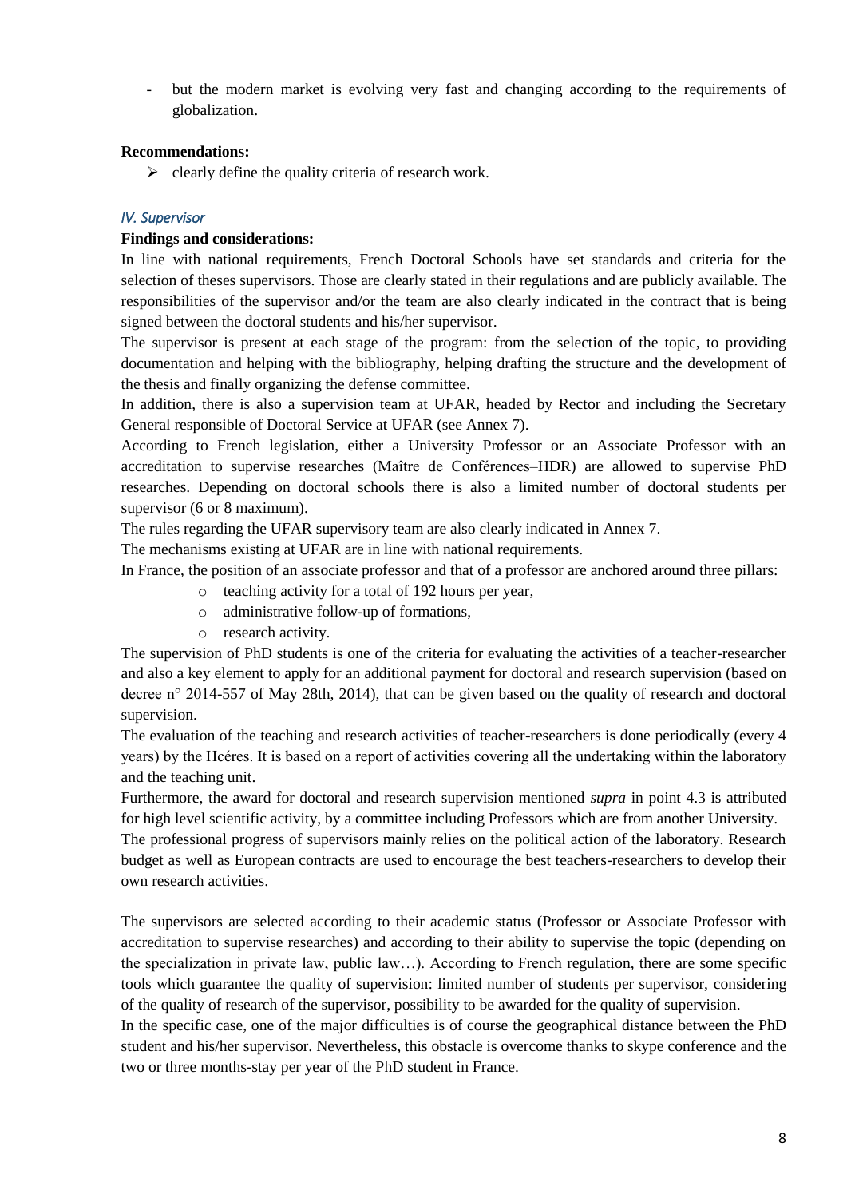- but the modern market is evolving very fast and changing according to the requirements of globalization.

**Recommendations:**

- clearly define the quality criteria of research work.

### *IV. Supervisor*

**Findings and considerations:**

In line with national requirements, French Doctoral Schools have set standards and criteria for the selection of theses supervisors. Those are clearly stated in their regulations and are publicly available. The responsibilities of the supervisor and/or the team are also clearly indicated in the contract that is being signed between the doctoral students and his/her supervisor.

The supervisor is present at each stage of the program: from the selection of the topic, to providing documentation and helping with the bibliography, helping drafting the structure and the development of the thesis and finally organizing the defense committee.

In addition, there is also a supervision team at UFAR, headed by Rector and including the Secretary General responsible of Doctoral Service at UFAR (see Annex 7).

According to French legislation, either a University Professor or an Associate Professor with an accreditation to supervise researches (Maître de Conférences–HDR) are allowed to supervise PhD researches. Depending on doctoral schools there is also a limited number of doctoral students per supervisor (6 or 8 maximum).

The rules regarding the UFAR supervisory team are also clearly indicated in Annex 7.

The mechanisms existing at UFAR are in line with national requirements.

In France, the position of an associate professor and that of a professor are anchored around three pillars:

- teaching activity for a total of 192 hours per year,
- administrative follow-up of formations,
- research activity.

The supervision of PhD students is one of the criteria for evaluating the activities of a teacher-researcher and also a key element to apply for an additional payment for doctoral and research supervision (based on decree n° 2014-557 of May 28th, 2014), that can be given based on the quality of research and doctoral supervision.

The evaluation of the teaching and research activities of teacher-researchers is done periodically (every 4 years) by the Hcéres. It is based on a report of activities covering all the undertaking within the laboratory and the teaching unit.

Furthermore, the award for doctoral and research supervision mentioned *supra* in point 4.3 is attributed for high level scientific activity, by a committee including Professors which are from another University.

The professional progress of supervisors mainly relies on the political action of the laboratory. Research budget as well as European contracts are used to encourage the best teachers-researchers to develop their own research activities.

The supervisors are selected according to their academic status (Professor or Associate Professor with accreditation to supervise researches) and according to their ability to supervise the topic (depending on the specialization in private law, public law…). According to French regulation, there are some specific tools which guarantee the quality of supervision: limited number of students per supervisor, considering of the quality of research of the supervisor, possibility to be awarded for the quality of supervision.

In the specific case, one of the major difficulties is of course the geographical distance between the PhD student and his/her supervisor. Nevertheless, this obstacle is overcome thanks to skype conference and the two or three months-stay per year of the PhD student in France.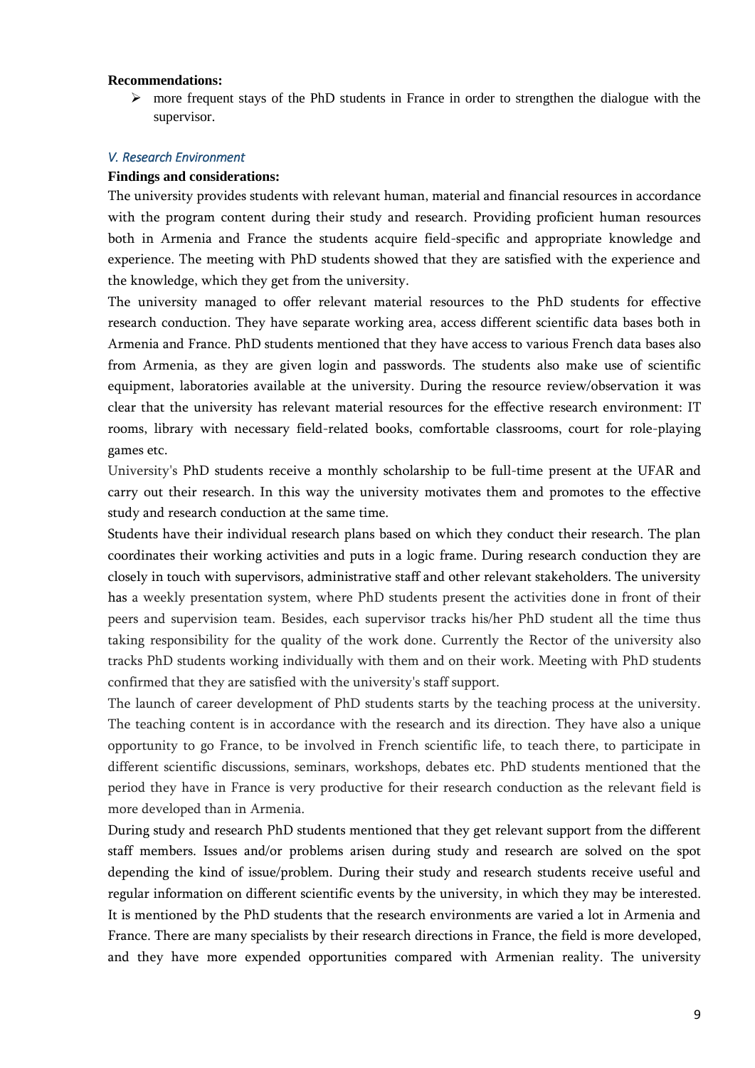**Recommendations:**

- more frequent stays of the PhD students in France in order to strengthen the dialogue with the supervisor.

### *V. Research Environment*

**Findings and considerations:**

The university provides students with relevant human, material and financial resources in accordance with the program content during their study and research. Providing proficient human resources both in Armenia and France the students acquire field-specific and appropriate knowledge and experience. The meeting with PhD students showed that they are satisfied with the experience and the knowledge, which they get from the university.

The university managed to offer relevant material resources to the PhD students for effective research conduction. They have separate working area, access different scientific data bases both in Armenia and France. PhD students mentioned that they have access to various French data bases also from Armenia, as they are given login and passwords. The students also make use of scientific equipment, laboratories available at the university. During the resource review/observation it was clear that the university has relevant material resources for the effective research environment: IT rooms, library with necessary field-related books, comfortable classrooms, court for role-playing games etc.

University's PhD students receive a monthly scholarship to be full-time present at the UFAR and carry out their research. In this way the university motivates them and promotes to the effective study and research conduction at the same time.

Students have their individual research plans based on which they conduct their research. The plan coordinates their working activities and puts in a logic frame. During research conduction they are closely in touch with supervisors, administrative staff and other relevant stakeholders. The university has a weekly presentation system, where PhD students present the activities done in front of their peers and supervision team. Besides, each supervisor tracks his/her PhD student all the time thus taking responsibility for the quality of the work done. Currently the Rector of the university also tracks PhD students working individually with them and on their work. Meeting with PhD students confirmed that they are satisfied with the university's staff support.

The launch of career development of PhD students starts by the teaching process at the university. The teaching content is in accordance with the research and its direction. They have also a unique opportunity to go France, to be involved in French scientific life, to teach there, to participate in different scientific discussions, seminars, workshops, debates etc. PhD students mentioned that the period they have in France is very productive for their research conduction as the relevant field is more developed than in Armenia.

During study and research PhD students mentioned that they get relevant support from the different staff members. Issues and/or problems arisen during study and research are solved on the spot depending the kind of issue/problem. During their study and research students receive useful and regular information on different scientific events by the university, in which they may be interested. It is mentioned by the PhD students that the research environments are varied a lot in Armenia and France. There are many specialists by their research directions in France, the field is more developed, and they have more expended opportunities compared with Armenian reality. The university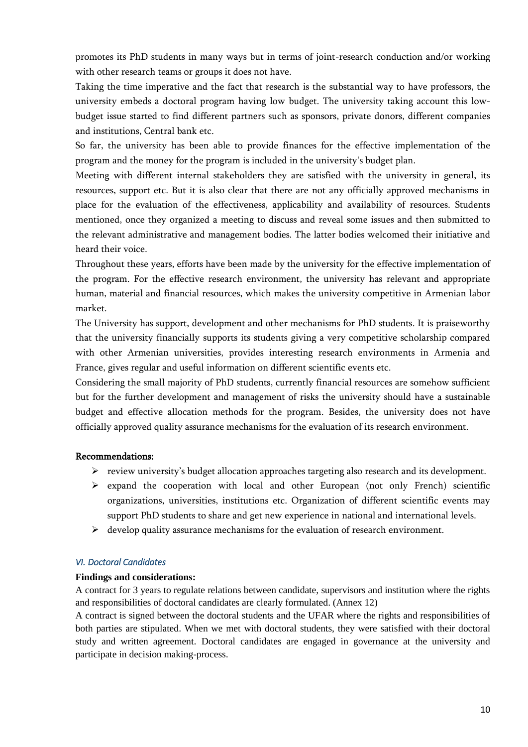promotes its PhD students in many ways but in terms of joint-research conduction and/or working with other research teams or groups it does not have.

Taking the time imperative and the fact that research is the substantial way to have professors, the university embeds a doctoral program having low budget. The university taking account this low-budget issue started to find different partners such as sponsors, private donors, different companies and institutions, Central bank etc.

So far, the university has been able to provide finances for the effective implementation of the program and the money for the program is included in the university's budget plan.

Meeting with different internal stakeholders they are satisfied with the university in general, its resources, support etc. But it is also clear that there are not any officially approved mechanisms in place for the evaluation of the effectiveness, applicability and availability of resources. Students mentioned, once they organized a meeting to discuss and reveal some issues and then submitted to the relevant administrative and management bodies. The latter bodies welcomed their initiative and heard their voice.

Throughout these years, efforts have been made by the university for the effective implementation of the program. For the effective research environment, the university has relevant and appropriate human, material and financial resources, which makes the university competitive in Armenian labor market.

The University has support, development and other mechanisms for PhD students. It is praiseworthy that the university financially supports its students giving a very competitive scholarship compared with other Armenian universities, provides interesting research environments in Armenia and France, gives regular and useful information on different scientific events etc.

Considering the small majority of PhD students, currently financial resources are somehow sufficient but for the further development and management of risks the university should have a sustainable budget and effective allocation methods for the program. Besides, the university does not have officially approved quality assurance mechanisms for the evaluation of its research environment.

**Recommendations:**

- review university's budget allocation approaches targeting also research and its development.
- expand the cooperation with local and other European (not only French) scientific organizations, universities, institutions etc. Organization of different scientific events may support PhD students to share and get new experience in national and international levels.
- develop quality assurance mechanisms for the evaluation of research environment.

### *VI. Doctoral Candidates*

**Findings and considerations:**

A contract for 3 years to regulate relations between candidate, supervisors and institution where the rights and responsibilities of doctoral candidates are clearly formulated. (Annex 12)

A contract is signed between the doctoral students and the UFAR where the rights and responsibilities of both parties are stipulated. When we met with doctoral students, they were satisfied with their doctoral study and written agreement. Doctoral candidates are engaged in governance at the university and participate in decision making-process.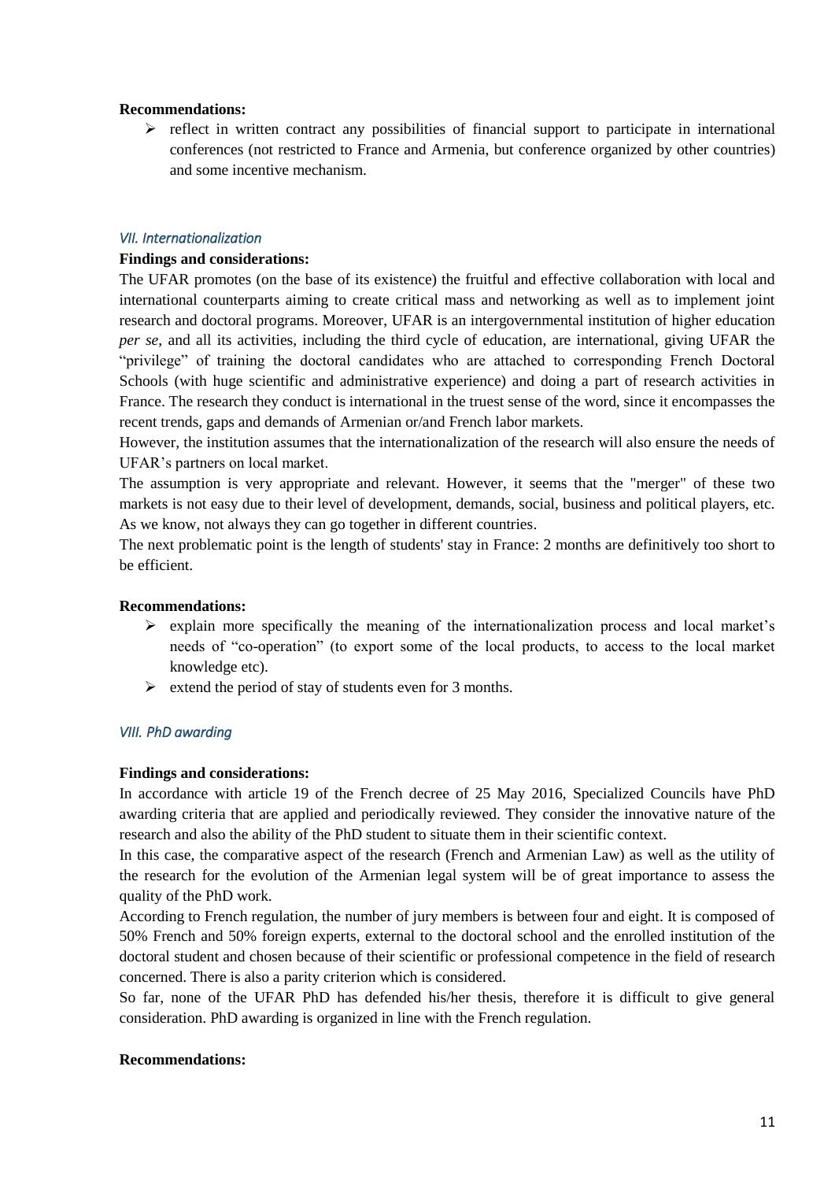**Recommendations:**

- reflect in written contract any possibilities of financial support to participate in international conferences (not restricted to France and Armenia, but conference organized by other countries) and some incentive mechanism.

### *VII. Internationalization*

**Findings and considerations:**

The UFAR promotes (on the base of its existence) the fruitful and effective collaboration with local and international counterparts aiming to create critical mass and networking as well as to implement joint research and doctoral programs. Moreover, UFAR is an intergovernmental institution of higher education *per se*, and all its activities, including the third cycle of education, are international, giving UFAR the "privilege" of training the doctoral candidates who are attached to corresponding French Doctoral Schools (with huge scientific and administrative experience) and doing a part of research activities in France. The research they conduct is international in the truest sense of the word, since it encompasses the recent trends, gaps and demands of Armenian or/and French labor markets.

However, the institution assumes that the internationalization of the research will also ensure the needs of UFAR's partners on local market.

The assumption is very appropriate and relevant. However, it seems that the "merger" of these two markets is not easy due to their level of development, demands, social, business and political players, etc. As we know, not always they can go together in different countries.

The next problematic point is the length of students' stay in France: 2 months are definitively too short to be efficient.

**Recommendations:**

- explain more specifically the meaning of the internationalization process and local market's needs of "co-operation" (to export some of the local products, to access to the local market knowledge etc).
- extend the period of stay of students even for 3 months.

### *VIII. PhD awarding*

**Findings and considerations:**

In accordance with article 19 of the French decree of 25 May 2016, Specialized Councils have PhD awarding criteria that are applied and periodically reviewed. They consider the innovative nature of the research and also the ability of the PhD student to situate them in their scientific context.

In this case, the comparative aspect of the research (French and Armenian Law) as well as the utility of the research for the evolution of the Armenian legal system will be of great importance to assess the quality of the PhD work.

According to French regulation, the number of jury members is between four and eight. It is composed of 50% French and 50% foreign experts, external to the doctoral school and the enrolled institution of the doctoral student and chosen because of their scientific or professional competence in the field of research concerned. There is also a parity criterion which is considered.

So far, none of the UFAR PhD has defended his/her thesis, therefore it is difficult to give general consideration. PhD awarding is organized in line with the French regulation.

**Recommendations:**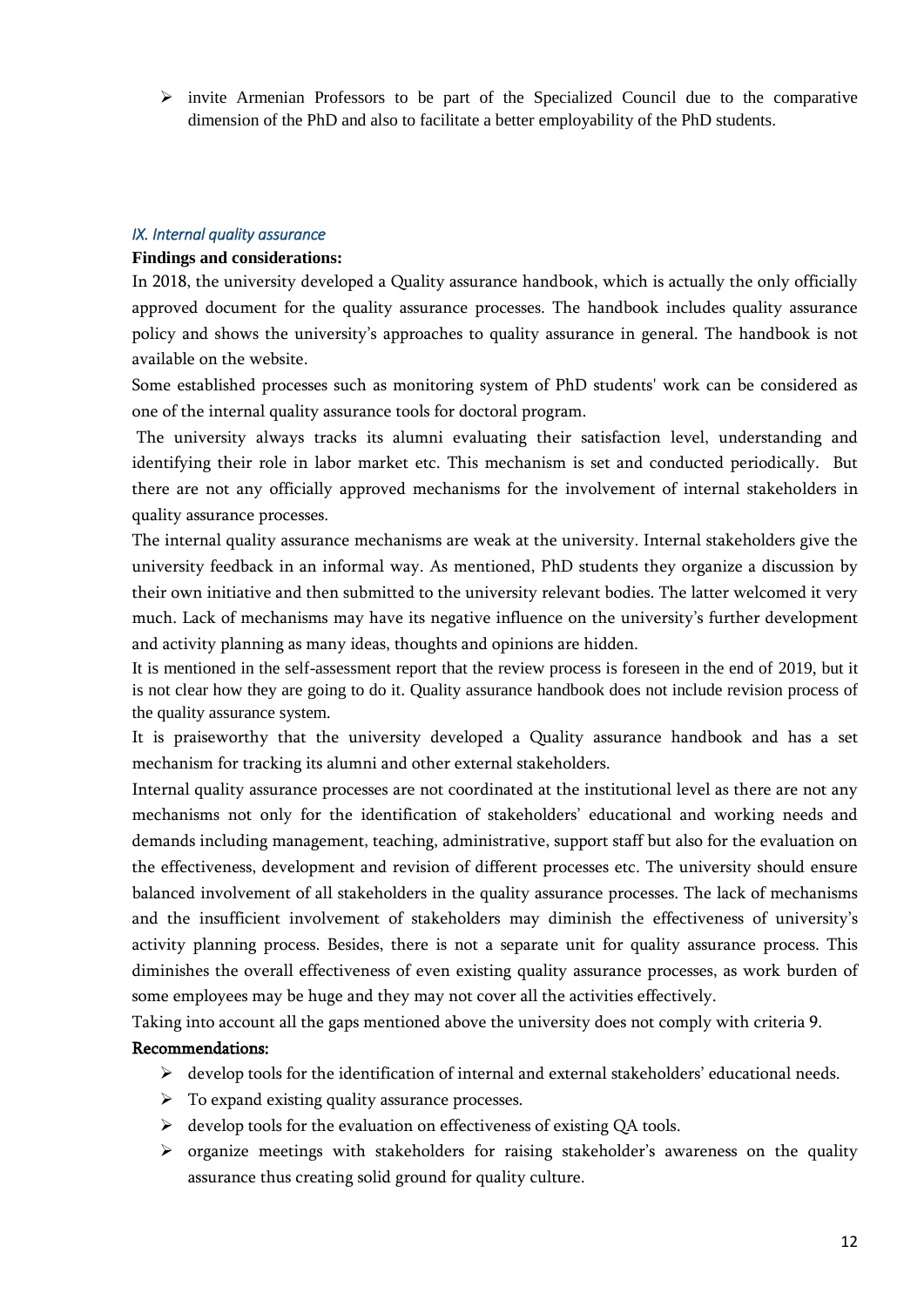- invite Armenian Professors to be part of the Specialized Council due to the comparative dimension of the PhD and also to facilitate a better employability of the PhD students.

### *IX. Internal quality assurance*

**Findings and considerations:**

In 2018, the university developed a Quality assurance handbook, which is actually the only officially approved document for the quality assurance processes. The handbook includes quality assurance policy and shows the university's approaches to quality assurance in general. The handbook is not available on the website.

Some established processes such as monitoring system of PhD students' work can be considered as one of the internal quality assurance tools for doctoral program.

The university always tracks its alumni evaluating their satisfaction level, understanding and identifying their role in labor market etc. This mechanism is set and conducted periodically. But there are not any officially approved mechanisms for the involvement of internal stakeholders in quality assurance processes.

The internal quality assurance mechanisms are weak at the university. Internal stakeholders give the university feedback in an informal way. As mentioned, PhD students they organize a discussion by their own initiative and then submitted to the university relevant bodies. The latter welcomed it very much. Lack of mechanisms may have its negative influence on the university's further development and activity planning as many ideas, thoughts and opinions are hidden.

It is mentioned in the self-assessment report that the review process is foreseen in the end of 2019, but it is not clear how they are going to do it. Quality assurance handbook does not include revision process of the quality assurance system.

It is praiseworthy that the university developed a Quality assurance handbook and has a set mechanism for tracking its alumni and other external stakeholders.

Internal quality assurance processes are not coordinated at the institutional level as there are not any mechanisms not only for the identification of stakeholders' educational and working needs and demands including management, teaching, administrative, support staff but also for the evaluation on the effectiveness, development and revision of different processes etc. The university should ensure balanced involvement of all stakeholders in the quality assurance processes. The lack of mechanisms and the insufficient involvement of stakeholders may diminish the effectiveness of university's activity planning process. Besides, there is not a separate unit for quality assurance process. This diminishes the overall effectiveness of even existing quality assurance processes, as work burden of some employees may be huge and they may not cover all the activities effectively.

Taking into account all the gaps mentioned above the university does not comply with criteria 9.

**Recommendations:**

- develop tools for the identification of internal and external stakeholders' educational needs.
- To expand existing quality assurance processes.
- develop tools for the evaluation on effectiveness of existing QA tools.
- organize meetings with stakeholders for raising stakeholder's awareness on the quality assurance thus creating solid ground for quality culture.